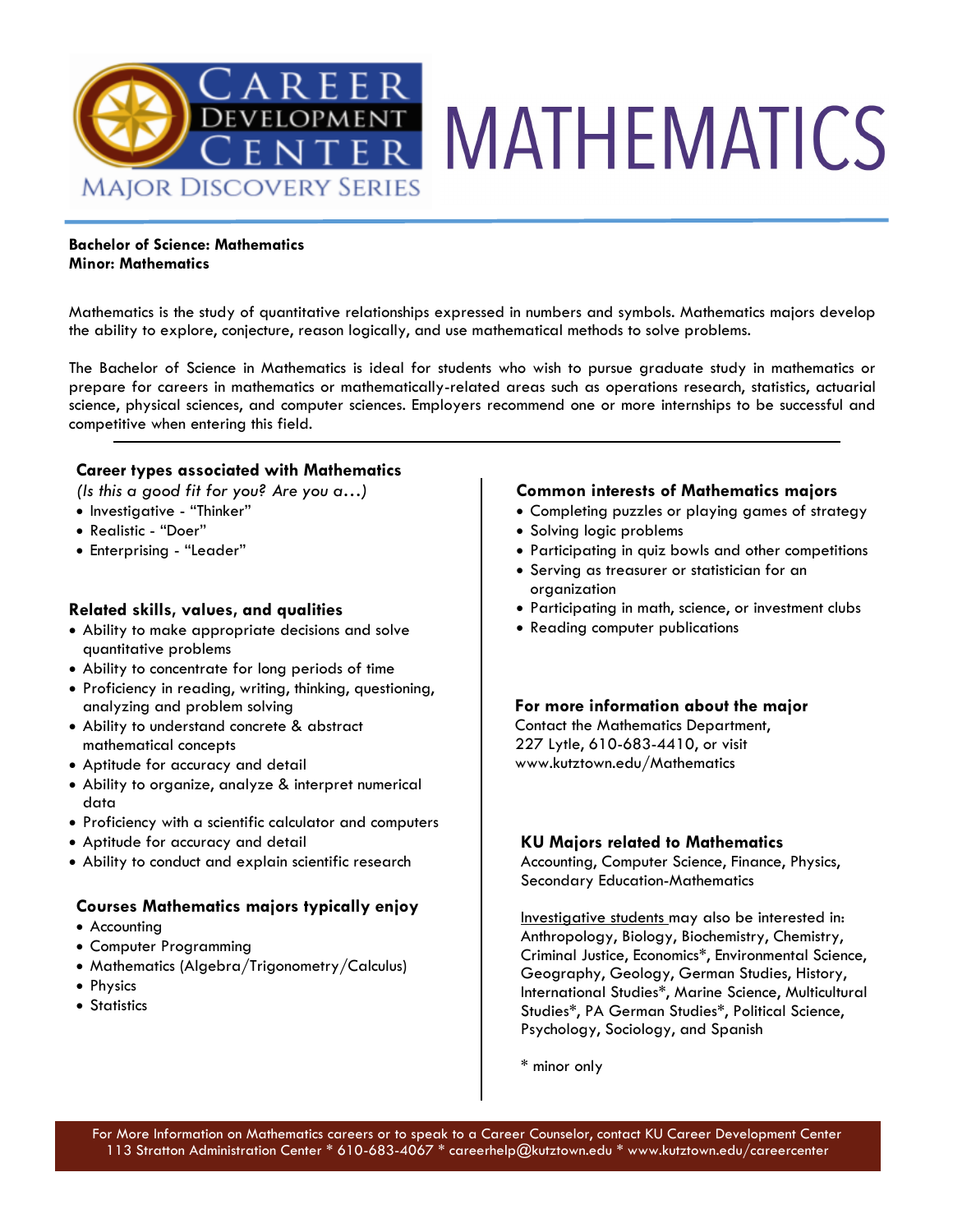# MATHEMATICS

Career Development Center — Major Discovery Series

**Bachelor of Science: Mathematics**
**Minor: Mathematics**

Mathematics is the study of quantitative relationships expressed in numbers and symbols. Mathematics majors develop the ability to explore, conjecture, reason logically, and use mathematical methods to solve problems.

The Bachelor of Science in Mathematics is ideal for students who wish to pursue graduate study in mathematics or prepare for careers in mathematics or mathematically-related areas such as operations research, statistics, actuarial science, physical sciences, and computer sciences. Employers recommend one or more internships to be successful and competitive when entering this field.

## Career types associated with Mathematics

*(Is this a good fit for you? Are you a…)*

- Investigative - "Thinker"
- Realistic - "Doer"
- Enterprising - "Leader"

## Related skills, values, and qualities

- Ability to make appropriate decisions and solve quantitative problems
- Ability to concentrate for long periods of time
- Proficiency in reading, writing, thinking, questioning, analyzing and problem solving
- Ability to understand concrete & abstract mathematical concepts
- Aptitude for accuracy and detail
- Ability to organize, analyze & interpret numerical data
- Proficiency with a scientific calculator and computers
- Aptitude for accuracy and detail
- Ability to conduct and explain scientific research

## Courses Mathematics majors typically enjoy

- Accounting
- Computer Programming
- Mathematics (Algebra/Trigonometry/Calculus)
- Physics
- Statistics

## Common interests of Mathematics majors

- Completing puzzles or playing games of strategy
- Solving logic problems
- Participating in quiz bowls and other competitions
- Serving as treasurer or statistician for an organization
- Participating in math, science, or investment clubs
- Reading computer publications

## For more information about the major

Contact the Mathematics Department, 227 Lytle, 610-683-4410, or visit www.kutztown.edu/Mathematics

## KU Majors related to Mathematics

Accounting, Computer Science, Finance, Physics, Secondary Education-Mathematics

Investigative students may also be interested in: Anthropology, Biology, Biochemistry, Chemistry, Criminal Justice, Economics*, Environmental Science, Geography, Geology, German Studies, History, International Studies*, Marine Science, Multicultural Studies*, PA German Studies*, Political Science, Psychology, Sociology, and Spanish

\* minor only

For More Information on Mathematics careers or to speak to a Career Counselor, contact KU Career Development Center
113 Stratton Administration Center * 610-683-4067 * careerhelp@kutztown.edu * www.kutztown.edu/careercenter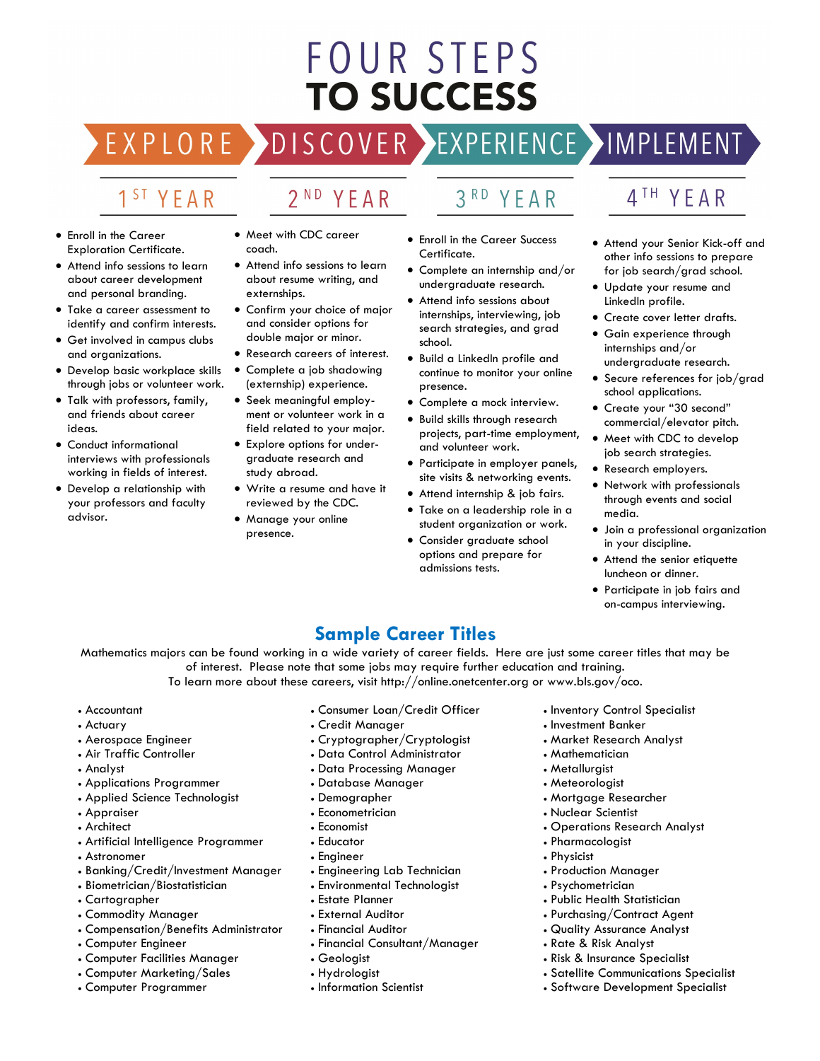# FOUR STEPS TO SUCCESS

EXPLORE › DISCOVER › EXPERIENCE › IMPLEMENT

## 1ST YEAR

- Enroll in the Career Exploration Certificate.
- Attend info sessions to learn about career development and personal branding.
- Take a career assessment to identify and confirm interests.
- Get involved in campus clubs and organizations.
- Develop basic workplace skills through jobs or volunteer work.
- Talk with professors, family, and friends about career ideas.
- Conduct informational interviews with professionals working in fields of interest.
- Develop a relationship with your professors and faculty advisor.

## 2ND YEAR

- Meet with CDC career coach.
- Attend info sessions to learn about resume writing, and externships.
- Confirm your choice of major and consider options for double major or minor.
- Research careers of interest.
- Complete a job shadowing (externship) experience.
- Seek meaningful employment or volunteer work in a field related to your major.
- Explore options for undergraduate research and study abroad.
- Write a resume and have it reviewed by the CDC.
- Manage your online presence.

## 3RD YEAR

- Enroll in the Career Success Certificate.
- Complete an internship and/or undergraduate research.
- Attend info sessions about internships, interviewing, job search strategies, and grad school.
- Build a LinkedIn profile and continue to monitor your online presence.
- Complete a mock interview.
- Build skills through research projects, part-time employment, and volunteer work.
- Participate in employer panels, site visits & networking events.
- Attend internship & job fairs.
- Take on a leadership role in a student organization or work.
- Consider graduate school options and prepare for admissions tests.

## 4TH YEAR

- Attend your Senior Kick-off and other info sessions to prepare for job search/grad school.
- Update your resume and LinkedIn profile.
- Create cover letter drafts.
- Gain experience through internships and/or undergraduate research.
- Secure references for job/grad school applications.
- Create your "30 second" commercial/elevator pitch.
- Meet with CDC to develop job search strategies.
- Research employers.
- Network with professionals through events and social media.
- Join a professional organization in your discipline.
- Attend the senior etiquette luncheon or dinner.
- Participate in job fairs and on-campus interviewing.

## Sample Career Titles

Mathematics majors can be found working in a wide variety of career fields. Here are just some career titles that may be of interest. Please note that some jobs may require further education and training.
To learn more about these careers, visit http://online.onetcenter.org or www.bls.gov/oco.

- Accountant
- Actuary
- Aerospace Engineer
- Air Traffic Controller
- Analyst
- Applications Programmer
- Applied Science Technologist
- Appraiser
- Architect
- Artificial Intelligence Programmer
- Astronomer
- Banking/Credit/Investment Manager
- Biometrician/Biostatistician
- Cartographer
- Commodity Manager
- Compensation/Benefits Administrator
- Computer Engineer
- Computer Facilities Manager
- Computer Marketing/Sales
- Computer Programmer
- Consumer Loan/Credit Officer
- Credit Manager
- Cryptographer/Cryptologist
- Data Control Administrator
- Data Processing Manager
- Database Manager
- Demographer
- Econometrician
- Economist
- Educator
- Engineer
- Engineering Lab Technician
- Environmental Technologist
- Estate Planner
- External Auditor
- Financial Auditor
- Financial Consultant/Manager
- Geologist
- Hydrologist
- Information Scientist
- Inventory Control Specialist
- Investment Banker
- Market Research Analyst
- Mathematician
- Metallurgist
- Meteorologist
- Mortgage Researcher
- Nuclear Scientist
- Operations Research Analyst
- Pharmacologist
- Physicist
- Production Manager
- Psychometrician
- Public Health Statistician
- Purchasing/Contract Agent
- Quality Assurance Analyst
- Rate & Risk Analyst
- Risk & Insurance Specialist
- Satellite Communications Specialist
- Software Development Specialist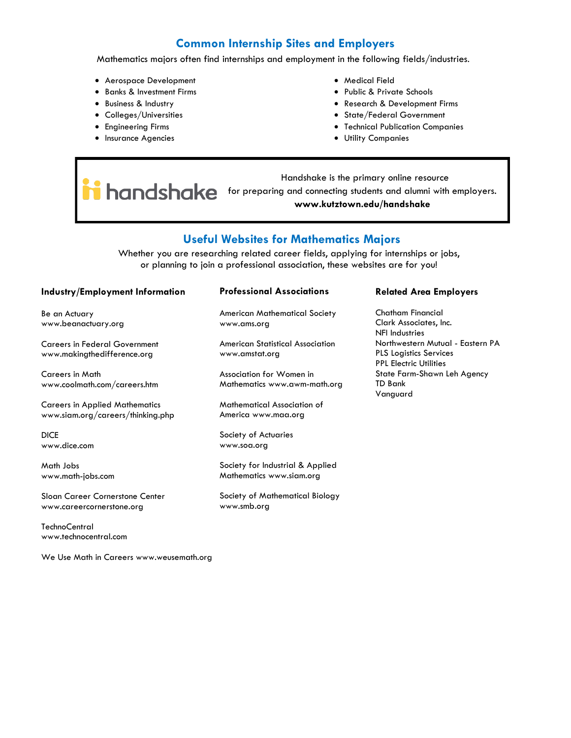## Common Internship Sites and Employers

Mathematics majors often find internships and employment in the following fields/industries.

- Aerospace Development
- Banks & Investment Firms
- Business & Industry
- Colleges/Universities
- Engineering Firms
- Insurance Agencies
- Medical Field
- Public & Private Schools
- Research & Development Firms
- State/Federal Government
- Technical Publication Companies
- Utility Companies

handshake

Handshake is the primary online resource for preparing and connecting students and alumni with employers.
**www.kutztown.edu/handshake**

## Useful Websites for Mathematics Majors

Whether you are researching related career fields, applying for internships or jobs, or planning to join a professional association, these websites are for you!

### Industry/Employment Information

Be an Actuary
www.beanactuary.org

Careers in Federal Government
www.makingthedifference.org

Careers in Math
www.coolmath.com/careers.htm

Careers in Applied Mathematics
www.siam.org/careers/thinking.php

DICE
www.dice.com

Math Jobs
www.math-jobs.com

Sloan Career Cornerstone Center
www.careercornerstone.org

TechnoCentral
www.technocentral.com

We Use Math in Careers www.weusemath.org

### Professional Associations

American Mathematical Society
www.ams.org

American Statistical Association
www.amstat.org

Association for Women in Mathematics www.awm-math.org

Mathematical Association of America www.maa.org

Society of Actuaries
www.soa.org

Society for Industrial & Applied Mathematics www.siam.org

Society of Mathematical Biology
www.smb.org

### Related Area Employers

Chatham Financial
Clark Associates, Inc.
NFI Industries
Northwestern Mutual - Eastern PA
PLS Logistics Services
PPL Electric Utilities
State Farm-Shawn Leh Agency
TD Bank
Vanguard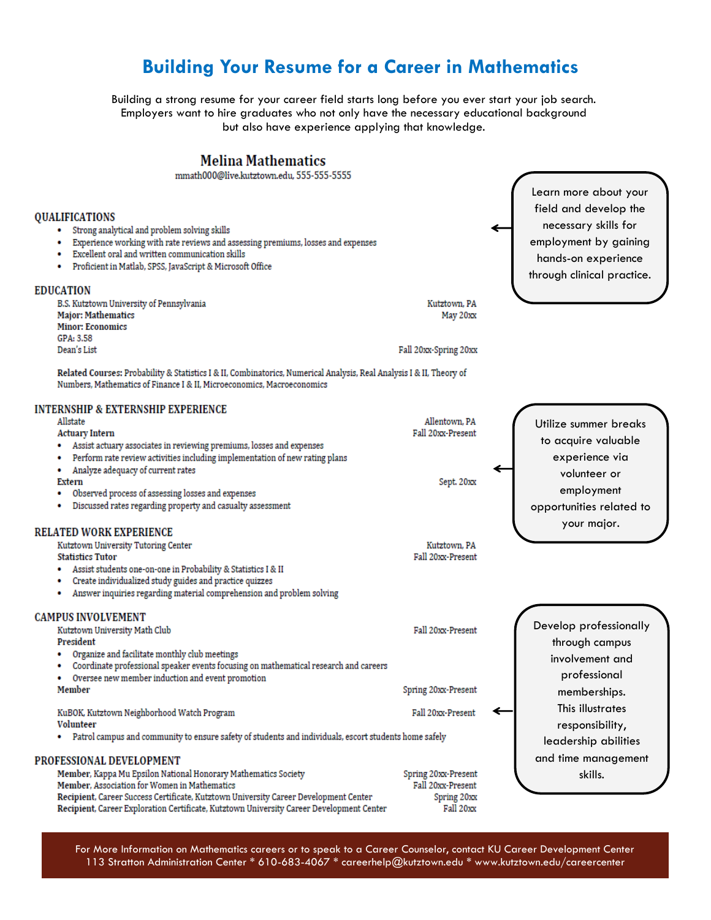# Building Your Resume for a Career in Mathematics

Building a strong resume for your career field starts long before you ever start your job search. Employers want to hire graduates who not only have the necessary educational background but also have experience applying that knowledge.

## Melina Mathematics

mmath000@live.kutztown.edu, 555-555-5555

### QUALIFICATIONS

- Strong analytical and problem solving skills
- Experience working with rate reviews and assessing premiums, losses and expenses
- Excellent oral and written communication skills
- Proficient in Matlab, SPSS, JavaScript & Microsoft Office

> Learn more about your field and develop the necessary skills for employment by gaining hands-on experience through clinical practice.

### EDUCATION

B.S. Kutztown University of Pennsylvania — Kutztown, PA
**Major: Mathematics** — May 20xx
**Minor: Economics**
GPA: 3.58
Dean's List — Fall 20xx-Spring 20xx

**Related Courses:** Probability & Statistics I & II, Combinatorics, Numerical Analysis, Real Analysis I & II, Theory of Numbers, Mathematics of Finance I & II, Microeconomics, Macroeconomics

### INTERNSHIP & EXTERNSHIP EXPERIENCE

Allstate — Allentown, PA
**Actuary Intern** — Fall 20xx-Present
- Assist actuary associates in reviewing premiums, losses and expenses
- Perform rate review activities including implementation of new rating plans
- Analyze adequacy of current rates

**Extern** — Sept. 20xx
- Observed process of assessing losses and expenses
- Discussed rates regarding property and casualty assessment

> Utilize summer breaks to acquire valuable experience via volunteer or employment opportunities related to your major.

### RELATED WORK EXPERIENCE

Kutztown University Tutoring Center — Kutztown, PA
**Statistics Tutor** — Fall 20xx-Present
- Assist students one-on-one in Probability & Statistics I & II
- Create individualized study guides and practice quizzes
- Answer inquiries regarding material comprehension and problem solving

### CAMPUS INVOLVEMENT

Kutztown University Math Club — Fall 20xx-Present
**President**
- Organize and facilitate monthly club meetings
- Coordinate professional speaker events focusing on mathematical research and careers
- Oversee new member induction and event promotion

**Member** — Spring 20xx-Present

KuBOK, Kutztown Neighborhood Watch Program — Fall 20xx-Present
**Volunteer**
- Patrol campus and community to ensure safety of students and individuals, escort students home safely

> Develop professionally through campus involvement and professional memberships. This illustrates responsibility, leadership abilities and time management skills.

### PROFESSIONAL DEVELOPMENT

**Member**, Kappa Mu Epsilon National Honorary Mathematics Society — Spring 20xx-Present
**Member**, Association for Women in Mathematics — Fall 20xx-Present
**Recipient**, Career Success Certificate, Kutztown University Career Development Center — Spring 20xx
**Recipient**, Career Exploration Certificate, Kutztown University Career Development Center — Fall 20xx

For More Information on Mathematics careers or to speak to a Career Counselor, contact KU Career Development Center
113 Stratton Administration Center * 610-683-4067 * careerhelp@kutztown.edu * www.kutztown.edu/careercenter